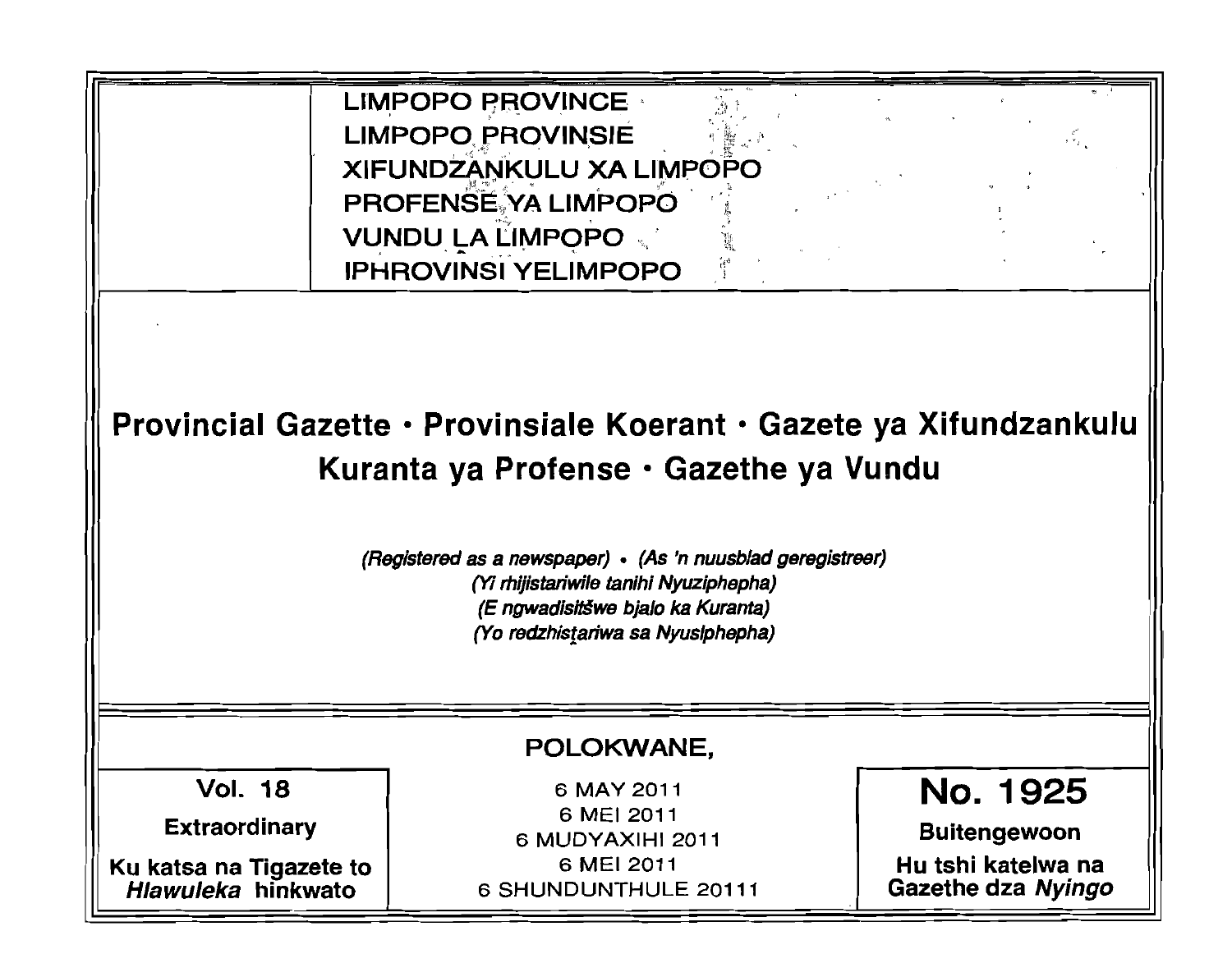LIMPOPO PROVINCE
LIMPOPO PROVINSIE
XIFUNDZANKULU XA LIMPOPO
PROFENSE YA LIMPOPO
VUNDU LA LIMPOPO
IPHROVINSI YELIMPOPO

# Provincial Gazette • Provinsiale Koerant • Gazete ya Xifundzankulu Kuranta ya Profense • Gazethe ya Vundu

*(Registered as a newspaper)* • *(As 'n nuusblad geregistreer)*
*(Yi rhijistariwile tanihi Nyuziphepha)*
*(E ngwadisitšwe bjalo ka Kuranta)*
*(Yo redzhistariwa sa Nyusiphepha)*

POLOKWANE,

| **Vol. 18** | 6 MAY 2011 | **No. 1925** |
|---|---|---|
| **Extraordinary** | 6 MEI 2011 | **Buitengewoon** |
| **Ku katsa na Tigazete to *Hlawuleka* hinkwato** | 6 MUDYAXIHI 2011 | **Hu tshi katelwa na Gazethe dza *Nyingo*** |
| | 6 MEI 2011 | |
| | 6 SHUNDUNTHULE 20111 | |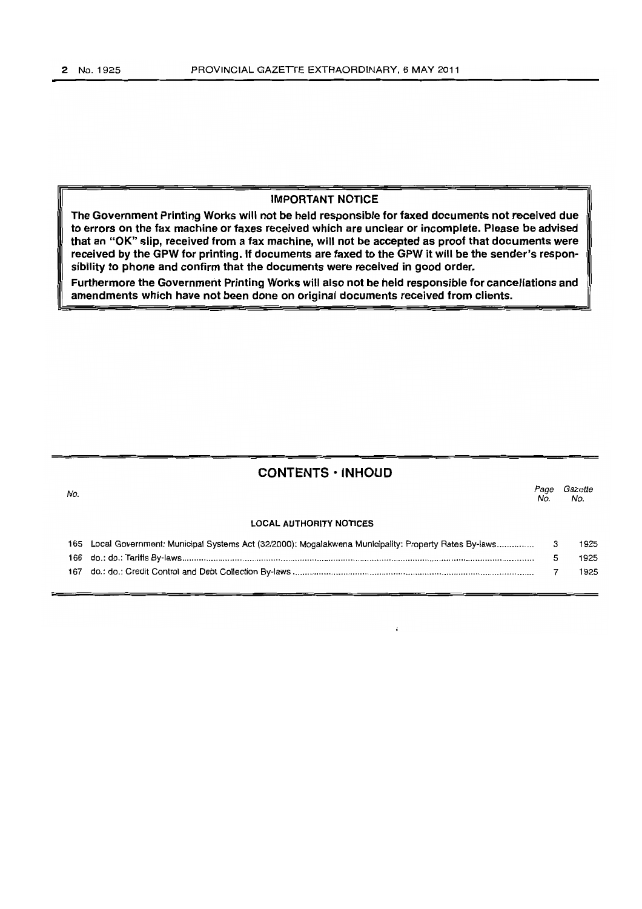**IMPORTANT NOTICE**

**The Government Printing Works will not be held responsible for faxed documents not received due to errors on the fax machine or faxes received which are unclear or incomplete. Please be advised that an "OK" slip, received from a fax machine, will not be accepted as proof that documents were received by the GPW for printing. If documents are faxed to the GPW it will be the sender's responsibility to phone and confirm that the documents were received in good order.**

**Furthermore the Government Printing Works will also not be held responsible for cancellations and amendments which have not been done on original documents received from clients.**

## CONTENTS · INHOUD

| No. | | Page No. | Gazette No. |
|---|---|---|---|
| | **LOCAL AUTHORITY NOTICES** | | |
| 165 | Local Government: Municipal Systems Act (32/2000): Mogalakwena Municipality: Property Rates By-laws | 3 | 1925 |
| 166 | do.: do.: Tariffs By-laws | 5 | 1925 |
| 167 | do.: do.: Credit Control and Debt Collection By-laws | 7 | 1925 |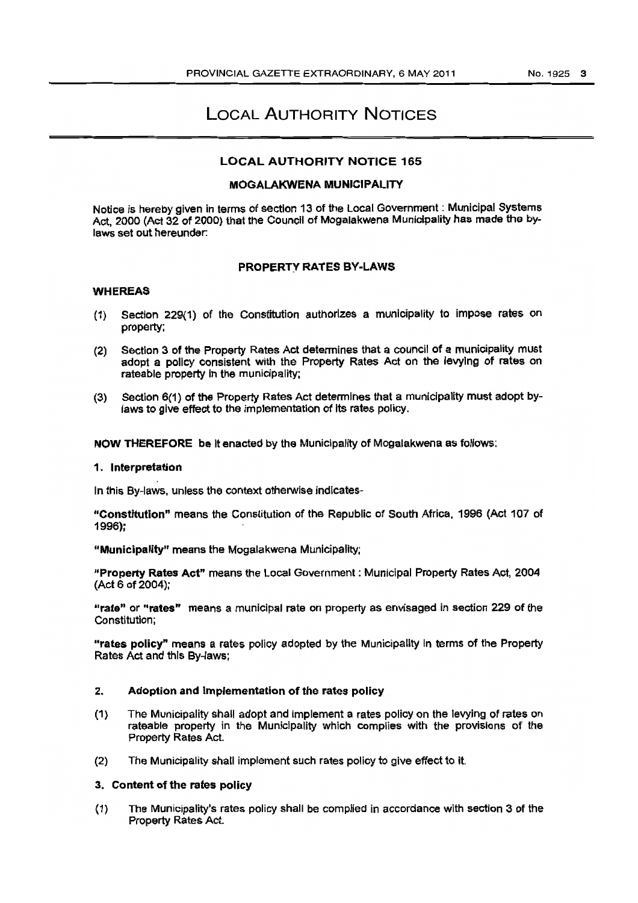# Local Authority Notices

## LOCAL AUTHORITY NOTICE 165

### MOGALAKWENA MUNICIPALITY

Notice is hereby given in terms of section 13 of the Local Government : Municipal Systems Act, 2000 (Act 32 of 2000) that the Council of Mogalakwena Municipality has made the by-laws set out hereunder:

### PROPERTY RATES BY-LAWS

**WHEREAS**

(1) Section 229(1) of the Constitution authorizes a municipality to impose rates on property;

(2) Section 3 of the Property Rates Act determines that a council of a municipality must adopt a policy consistent with the Property Rates Act on the levying of rates on rateable property in the municipality;

(3) Section 6(1) of the Property Rates Act determines that a municipality must adopt by-laws to give effect to the implementation of its rates policy.

**NOW THEREFORE** be it enacted by the Municipality of Mogalakwena as follows:

**1. Interpretation**

In this By-laws, unless the context otherwise indicates-

**"Constitution"** means the Constitution of the Republic of South Africa, 1996 (Act 107 of 1996);

**"Municipality"** means the Mogalakwena Municipality;

**"Property Rates Act"** means the Local Government : Municipal Property Rates Act, 2004 (Act 6 of 2004);

**"rate"** or **"rates"** means a municipal rate on property as envisaged in section 229 of the Constitution;

**"rates policy"** means a rates policy adopted by the Municipality in terms of the Property Rates Act and this By-laws;

**2. Adoption and implementation of the rates policy**

(1) The Municipality shall adopt and implement a rates policy on the levying of rates on rateable property in the Municipality which complies with the provisions of the Property Rates Act.

(2) The Municipality shall implement such rates policy to give effect to it.

**3. Content of the rates policy**

(1) The Municipality's rates policy shall be complied in accordance with section 3 of the Property Rates Act.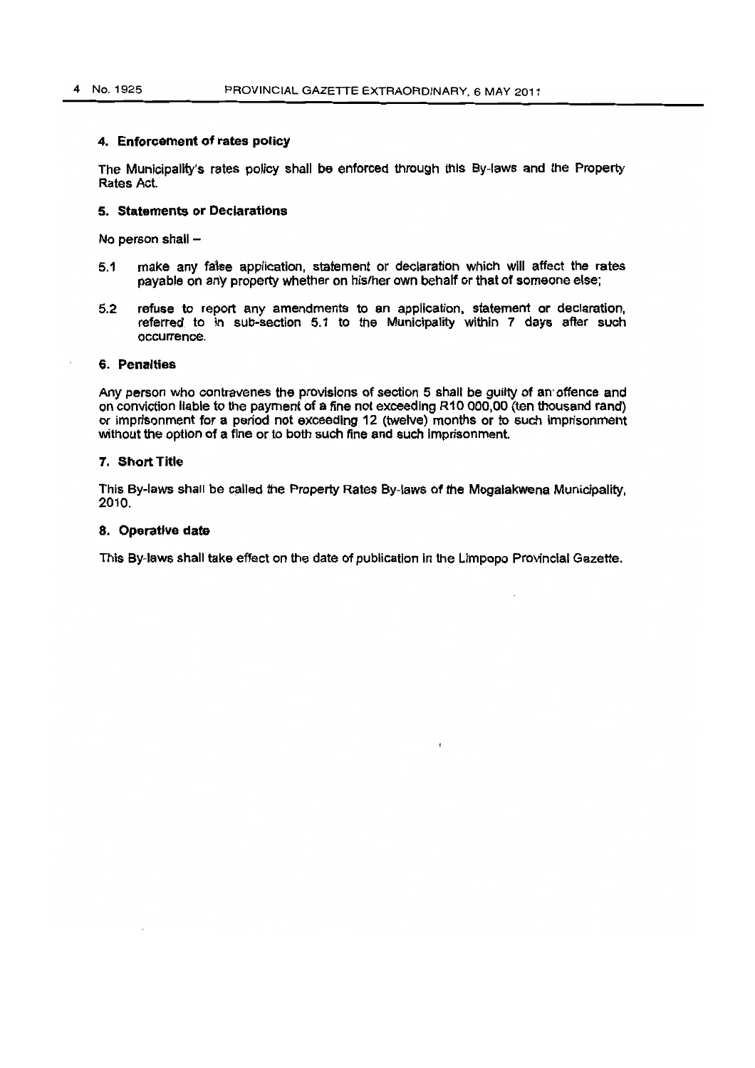### 4. Enforcement of rates policy

The Municipality's rates policy shall be enforced through this By-laws and the Property Rates Act.

### 5. Statements or Declarations

No person shall –

5.1 make any false application, statement or declaration which will affect the rates payable on any property whether on his/her own behalf or that of someone else;

5.2 refuse to report any amendments to an application, statement or declaration, referred to in sub-section 5.1 to the Municipality within 7 days after such occurrence.

### 6. Penalties

Any person who contravenes the provisions of section 5 shall be guilty of an offence and on conviction liable to the payment of a fine not exceeding R10 000,00 (ten thousand rand) or imprisonment for a period not exceeding 12 (twelve) months or to such imprisonment without the option of a fine or to both such fine and such imprisonment.

### 7. Short Title

This By-laws shall be called the Property Rates By-laws of the Mogalakwena Municipality, 2010.

### 8. Operative date

This By-laws shall take effect on the date of publication in the Limpopo Provincial Gazette.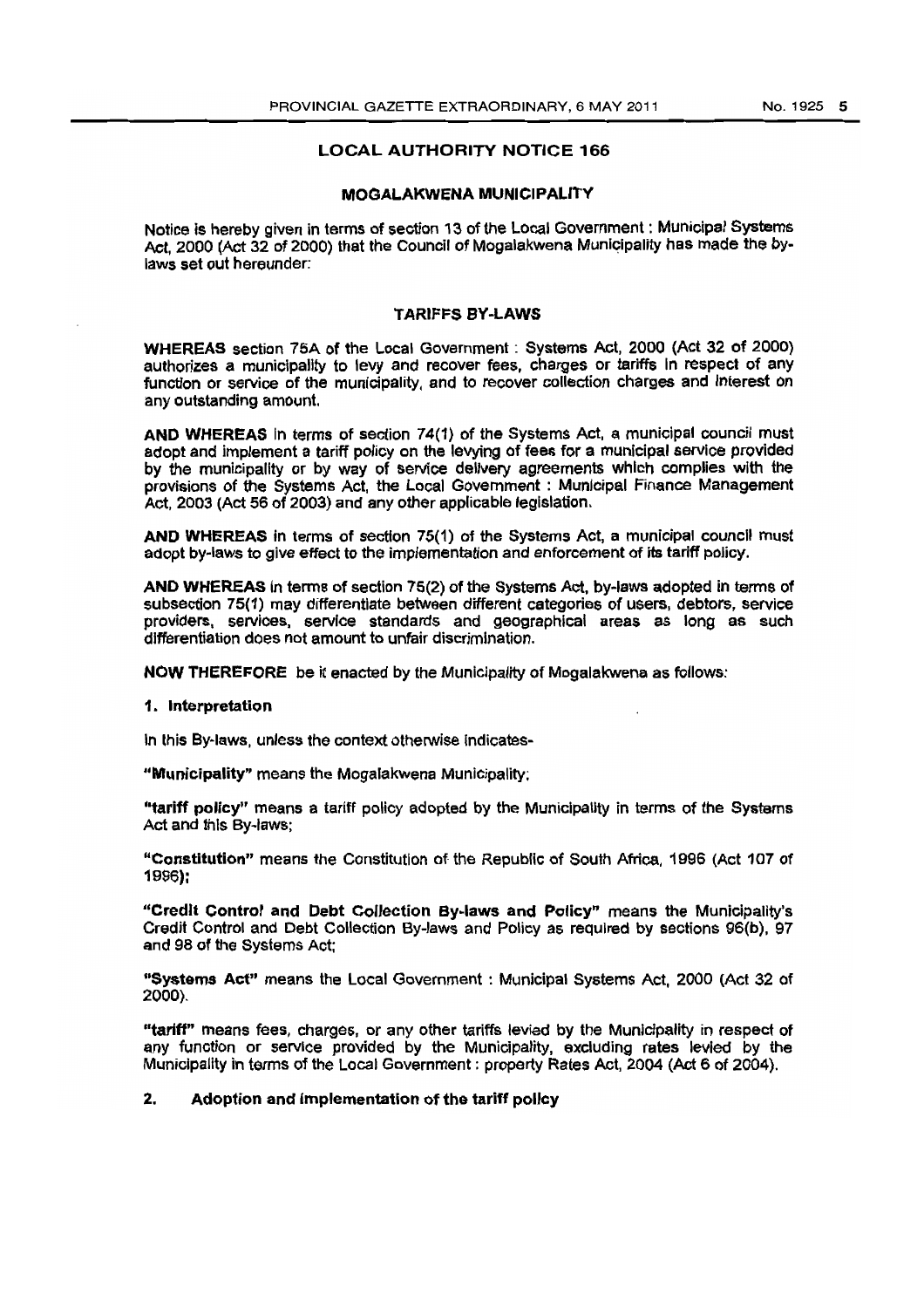## LOCAL AUTHORITY NOTICE 166

### MOGALAKWENA MUNICIPALITY

Notice is hereby given in terms of section 13 of the Local Government : Municipal Systems Act, 2000 (Act 32 of 2000) that the Council of Mogalakwena Municipality has made the by-laws set out hereunder:

### TARIFFS BY-LAWS

**WHEREAS** section 75A of the Local Government : Systems Act, 2000 (Act 32 of 2000) authorizes a municipality to levy and recover fees, charges or tariffs in respect of any function or service of the municipality, and to recover collection charges and interest on any outstanding amount.

**AND WHEREAS** in terms of section 74(1) of the Systems Act, a municipal council must adopt and implement a tariff policy on the levying of fees for a municipal service provided by the municipality or by way of service delivery agreements which complies with the provisions of the Systems Act, the Local Government : Municipal Finance Management Act, 2003 (Act 56 of 2003) and any other applicable legislation.

**AND WHEREAS** in terms of section 75(1) of the Systems Act, a municipal council must adopt by-laws to give effect to the implementation and enforcement of its tariff policy.

**AND WHEREAS** in terms of section 75(2) of the Systems Act, by-laws adopted in terms of subsection 75(1) may differentiate between different categories of users, debtors, service providers, services, service standards and geographical areas as long as such differentiation does not amount to unfair discrimination.

**NOW THEREFORE** be it enacted by the Municipality of Mogalakwena as follows:

**1. Interpretation**

In this By-laws, unless the context otherwise indicates-

**"Municipality"** means the Mogalakwena Municipality;

**"tariff policy"** means a tariff policy adopted by the Municipality in terms of the Systems Act and this By-laws;

**"Constitution"** means the Constitution of the Republic of South Africa, 1996 (Act 107 of 1996);

**"Credit Control and Debt Collection By-laws and Policy"** means the Municipality's Credit Control and Debt Collection By-laws and Policy as required by sections 96(b), 97 and 98 of the Systems Act;

**"Systems Act"** means the Local Government : Municipal Systems Act, 2000 (Act 32 of 2000).

**"tariff"** means fees, charges, or any other tariffs levied by the Municipality in respect of any function or service provided by the Municipality, excluding rates levied by the Municipality in terms of the Local Government : property Rates Act, 2004 (Act 6 of 2004).

**2. Adoption and implementation of the tariff policy**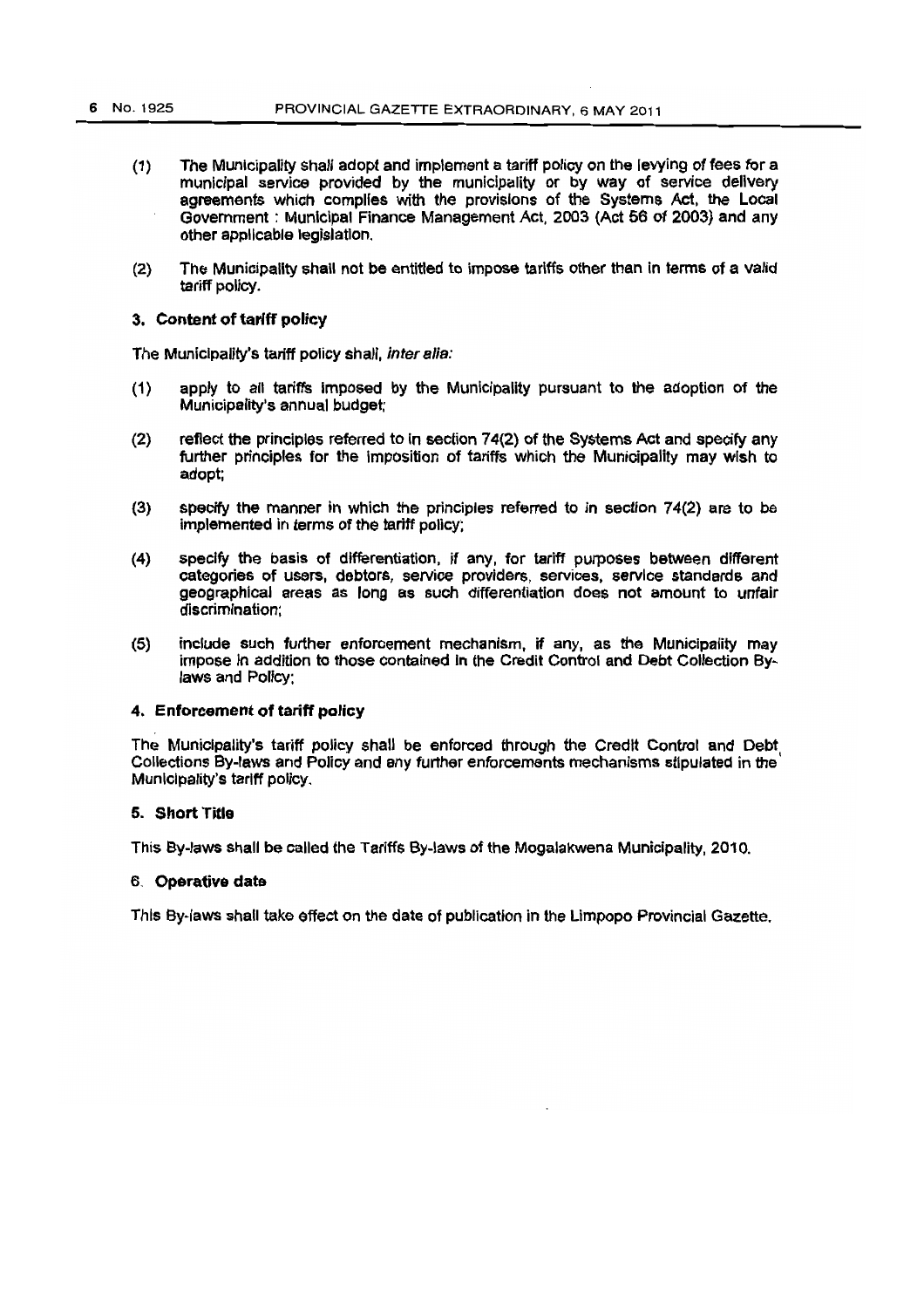(1) The Municipality shall adopt and implement a tariff policy on the levying of fees for a municipal service provided by the municipality or by way of service delivery agreements which complies with the provisions of the Systems Act, the Local Government : Municipal Finance Management Act, 2003 (Act 56 of 2003) and any other applicable legislation.

(2) The Municipality shall not be entitled to impose tariffs other than in terms of a valid tariff policy.

### 3. Content of tariff policy

The Municipality's tariff policy shall, *inter alia:*

(1) apply to all tariffs imposed by the Municipality pursuant to the adoption of the Municipality's annual budget;

(2) reflect the principles referred to in section 74(2) of the Systems Act and specify any further principles for the imposition of tariffs which the Municipality may wish to adopt;

(3) specify the manner in which the principles referred to in section 74(2) are to be implemented in terms of the tariff policy;

(4) specify the basis of differentiation, if any, for tariff purposes between different categories of users, debtors, service providers, services, service standards and geographical areas as long as such differentiation does not amount to unfair discrimination;

(5) include such further enforcement mechanism, if any, as the Municipality may impose in addition to those contained in the Credit Control and Debt Collection By-laws and Policy;

### 4. Enforcement of tariff policy

The Municipality's tariff policy shall be enforced through the Credit Control and Debt Collections By-laws and Policy and any further enforcements mechanisms stipulated in the Municipality's tariff policy.

### 5. Short Title

This By-laws shall be called the Tariffs By-laws of the Mogalakwena Municipality, 2010.

### 6. Operative date

This By-laws shall take effect on the date of publication in the Limpopo Provincial Gazette.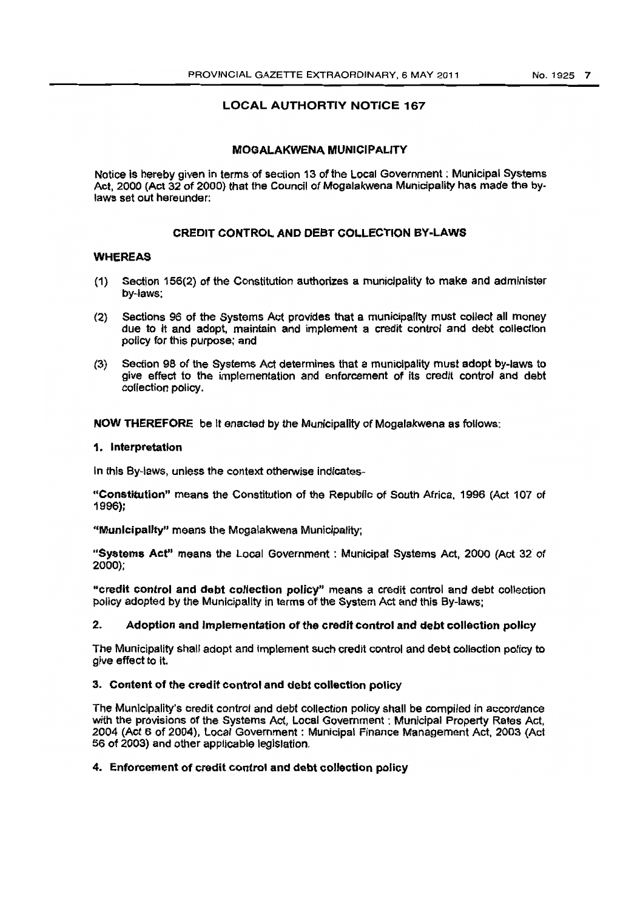## LOCAL AUTHORTIY NOTICE 167

### MOGALAKWENA MUNICIPALITY

Notice is hereby given in terms of section 13 of the Local Government : Municipal Systems Act, 2000 (Act 32 of 2000) that the Council of Mogalakwena Municipality has made the by-laws set out hereunder:

### CREDIT CONTROL AND DEBT COLLECTION BY-LAWS

**WHEREAS**

(1) Section 156(2) of the Constitution authorizes a municipality to make and administer by-laws;

(2) Sections 96 of the Systems Act provides that a municipality must collect all money due to it and adopt, maintain and implement a credit control and debt collection policy for this purpose; and

(3) Section 98 of the Systems Act determines that a municipality must adopt by-laws to give effect to the implementation and enforcement of its credit control and debt collection policy.

**NOW THEREFORE** be it enacted by the Municipality of Mogalakwena as follows:

#### 1. Interpretation

In this By-laws, unless the context otherwise indicates-

**"Constitution"** means the Constitution of the Republic of South Africa, 1996 (Act 107 of 1996);

**"Municipality"** means the Mogalakwena Municipality;

**"Systems Act"** means the Local Government : Municipal Systems Act, 2000 (Act 32 of 2000);

**"credit control and debt collection policy"** means a credit control and debt collection policy adopted by the Municipality in terms of the System Act and this By-laws;

#### 2. Adoption and implementation of the credit control and debt collection policy

The Municipality shall adopt and implement such credit control and debt collection policy to give effect to it.

#### 3. Content of the credit control and debt collection policy

The Municipality's credit control and debt collection policy shall be compiled in accordance with the provisions of the Systems Act, Local Government : Municipal Property Rates Act, 2004 (Act 6 of 2004), Local Government : Municipal Finance Management Act, 2003 (Act 56 of 2003) and other applicable legislation.

#### 4. Enforcement of credit control and debt collection policy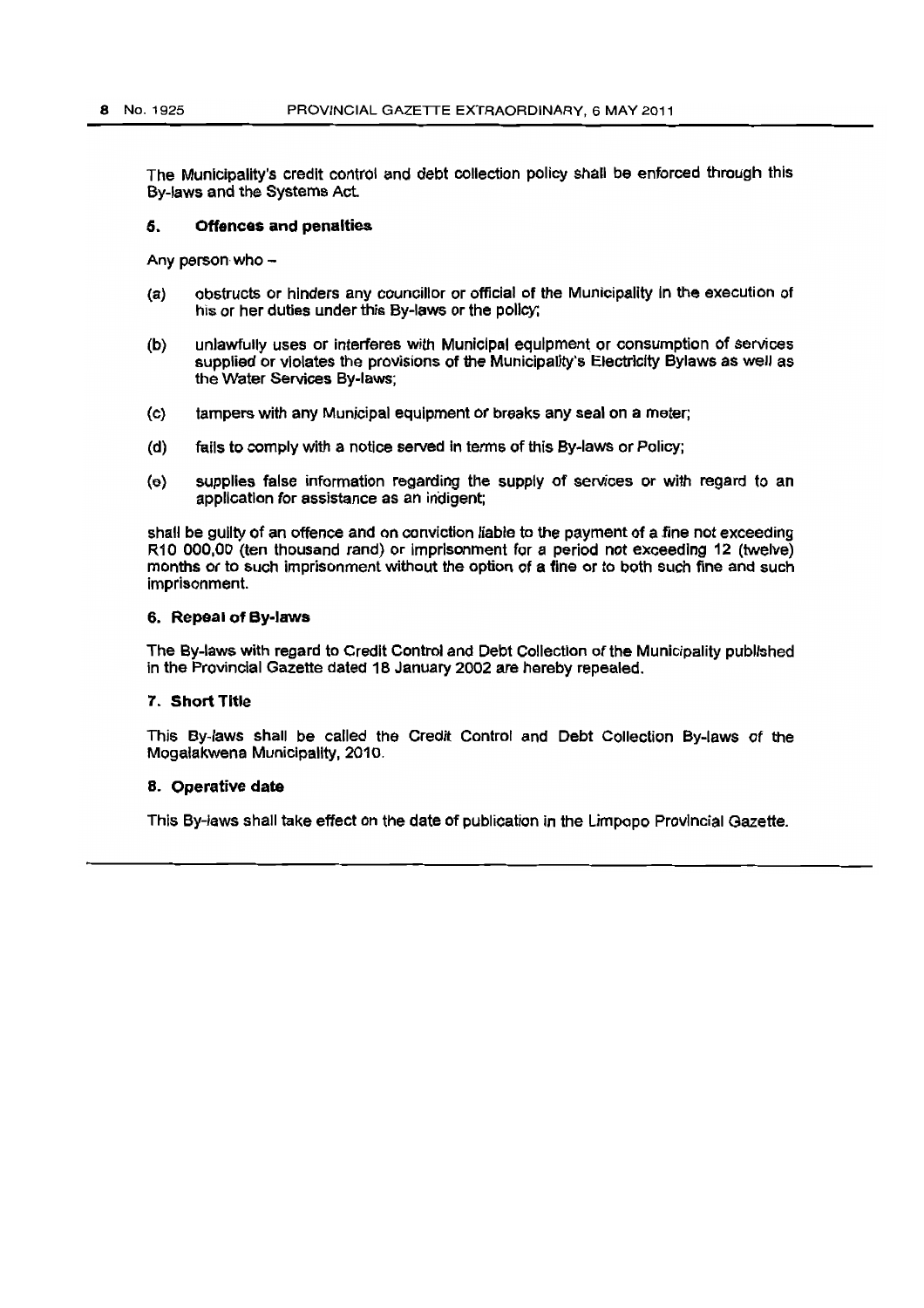The Municipality's credit control and debt collection policy shall be enforced through this By-laws and the Systems Act.

## 5. Offences and penalties

Any person who –

(a) obstructs or hinders any councillor or official of the Municipality in the execution of his or her duties under this By-laws or the policy;

(b) unlawfully uses or interferes with Municipal equipment or consumption of services supplied or violates the provisions of the Municipality's Electricity Bylaws as well as the Water Services By-laws;

(c) tampers with any Municipal equipment or breaks any seal on a meter;

(d) fails to comply with a notice served in terms of this By-laws or Policy;

(e) supplies false information regarding the supply of services or with regard to an application for assistance as an indigent;

shall be guilty of an offence and on conviction liable to the payment of a fine not exceeding R10 000,00 (ten thousand rand) or imprisonment for a period not exceeding 12 (twelve) months or to such imprisonment without the option of a fine or to both such fine and such imprisonment.

## 6. Repeal of By-laws

The By-laws with regard to Credit Control and Debt Collection of the Municipality published in the Provincial Gazette dated 18 January 2002 are hereby repealed.

## 7. Short Title

This By-laws shall be called the Credit Control and Debt Collection By-laws of the Mogalakwena Municipality, 2010.

## 8. Operative date

This By-laws shall take effect on the date of publication in the Limpopo Provincial Gazette.